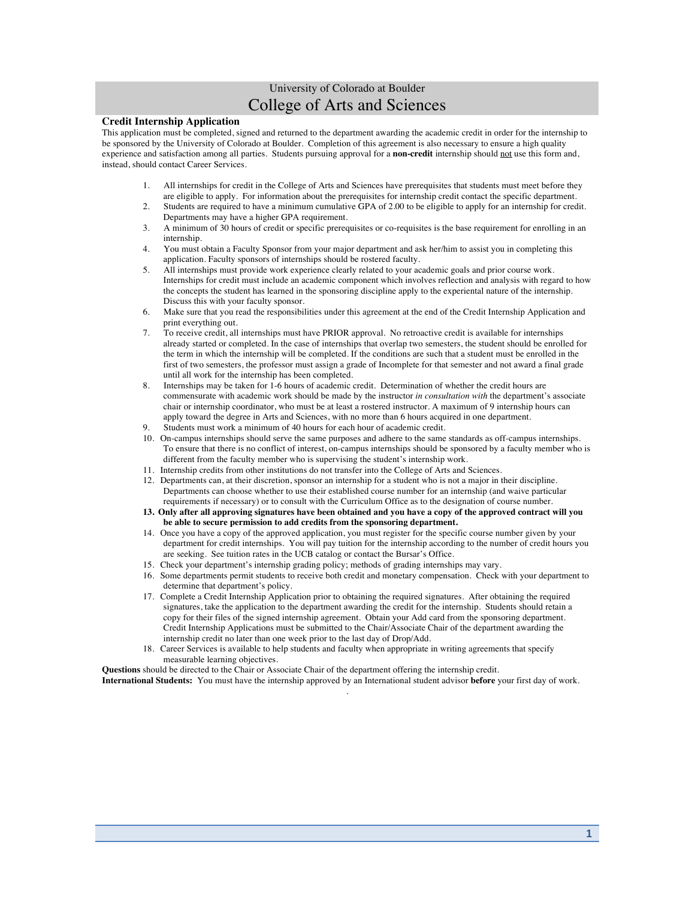University of Colorado at Boulder

# College of Arts and Sciences

## Credit Internship Application

This application must be completed, signed and returned to the department awarding the academic credit in order for the internship to be sponsored by the University of Colorado at Boulder. Completion of this agreement is also necessary to ensure a high quality experience and satisfaction among all parties. Students pursuing approval for a **non-credit** internship should not use this form and, instead, should contact Career Services.

1. All internships for credit in the College of Arts and Sciences have prerequisites that students must meet before they are eligible to apply. For information about the prerequisites for internship credit contact the specific department.
2. Students are required to have a minimum cumulative GPA of 2.00 to be eligible to apply for an internship for credit. Departments may have a higher GPA requirement.
3. A minimum of 30 hours of credit or specific prerequisites or co-requisites is the base requirement for enrolling in an internship.
4. You must obtain a Faculty Sponsor from your major department and ask her/him to assist you in completing this application. Faculty sponsors of internships should be rostered faculty.
5. All internships must provide work experience clearly related to your academic goals and prior course work. Internships for credit must include an academic component which involves reflection and analysis with regard to how the concepts the student has learned in the sponsoring discipline apply to the experiental nature of the internship. Discuss this with your faculty sponsor.
6. Make sure that you read the responsibilities under this agreement at the end of the Credit Internship Application and print everything out.
7. To receive credit, all internships must have PRIOR approval. No retroactive credit is available for internships already started or completed. In the case of internships that overlap two semesters, the student should be enrolled for the term in which the internship will be completed. If the conditions are such that a student must be enrolled in the first of two semesters, the professor must assign a grade of Incomplete for that semester and not award a final grade until all work for the internship has been completed.
8. Internships may be taken for 1-6 hours of academic credit. Determination of whether the credit hours are commensurate with academic work should be made by the instructor *in consultation with* the department's associate chair or internship coordinator, who must be at least a rostered instructor. A maximum of 9 internship hours can apply toward the degree in Arts and Sciences, with no more than 6 hours acquired in one department.
9. Students must work a minimum of 40 hours for each hour of academic credit.
10. On-campus internships should serve the same purposes and adhere to the same standards as off-campus internships. To ensure that there is no conflict of interest, on-campus internships should be sponsored by a faculty member who is different from the faculty member who is supervising the student's internship work.
11. Internship credits from other institutions do not transfer into the College of Arts and Sciences.
12. Departments can, at their discretion, sponsor an internship for a student who is not a major in their discipline. Departments can choose whether to use their established course number for an internship (and waive particular requirements if necessary) or to consult with the Curriculum Office as to the designation of course number.
13. **Only after all approving signatures have been obtained and you have a copy of the approved contract will you be able to secure permission to add credits from the sponsoring department.**
14. Once you have a copy of the approved application, you must register for the specific course number given by your department for credit internships. You will pay tuition for the internship according to the number of credit hours you are seeking. See tuition rates in the UCB catalog or contact the Bursar's Office.
15. Check your department's internship grading policy; methods of grading internships may vary.
16. Some departments permit students to receive both credit and monetary compensation. Check with your department to determine that department's policy.
17. Complete a Credit Internship Application prior to obtaining the required signatures. After obtaining the required signatures, take the application to the department awarding the credit for the internship. Students should retain a copy for their files of the signed internship agreement. Obtain your Add card from the sponsoring department. Credit Internship Applications must be submitted to the Chair/Associate Chair of the department awarding the internship credit no later than one week prior to the last day of Drop/Add.
18. Career Services is available to help students and faculty when appropriate in writing agreements that specify measurable learning objectives.

**Questions** should be directed to the Chair or Associate Chair of the department offering the internship credit.

**International Students:** You must have the internship approved by an International student advisor **before** your first day of work.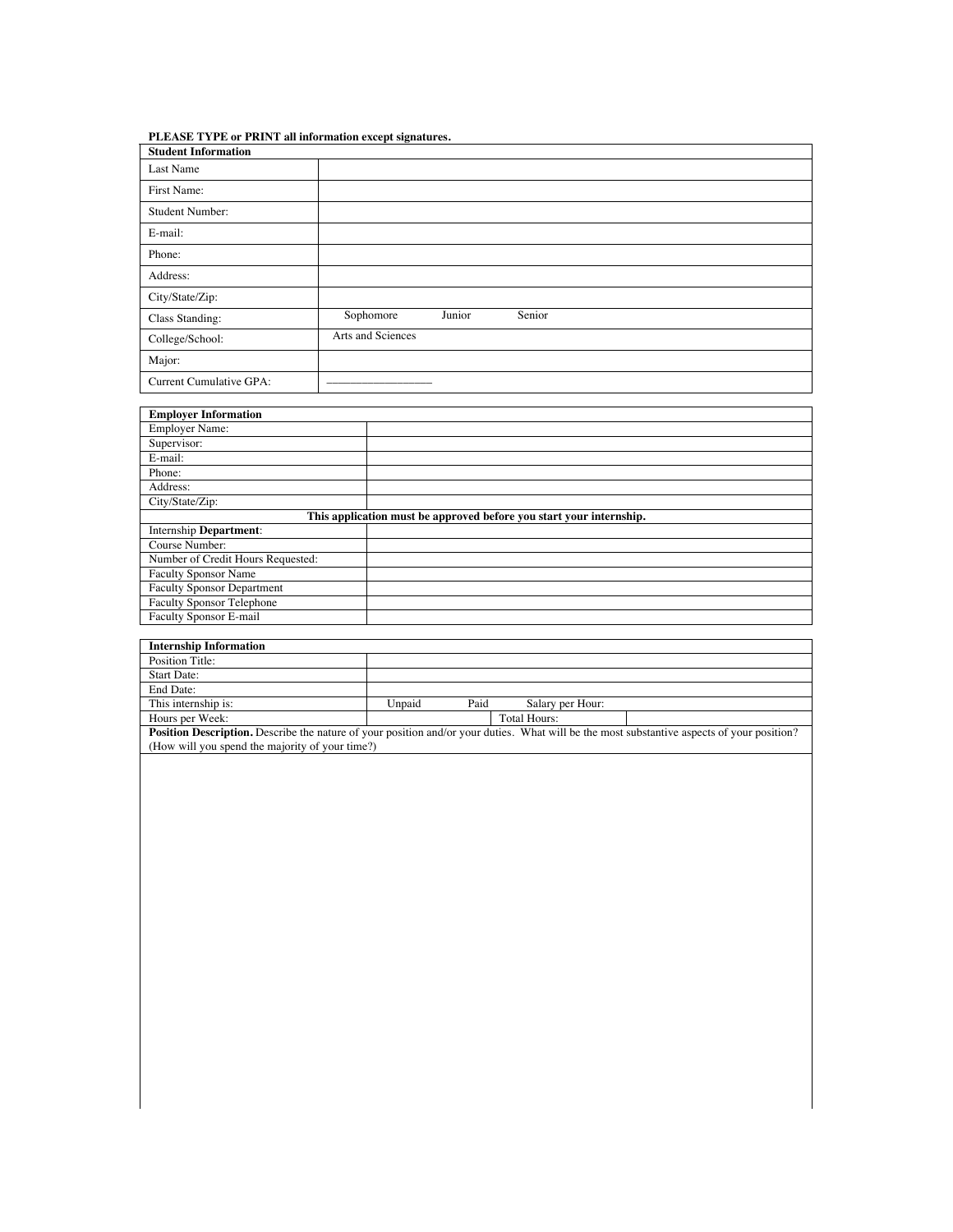**PLEASE TYPE or PRINT all information except signatures.**

| **Student Information** | |
|---|---|
| Last Name | |
| First Name: | |
| Student Number: | |
| E-mail: | |
| Phone: | |
| Address: | |
| City/State/Zip: | |
| Class Standing: | Sophomore Junior Senior |
| College/School: | Arts and Sciences |
| Major: | |
| Current Cumulative GPA: | \_\_\_\_\_\_\_\_\_\_\_\_\_\_\_\_ |

| **Employer Information** | |
|---|---|
| Employer Name: | |
| Supervisor: | |
| E-mail: | |
| Phone: | |
| Address: | |
| City/State/Zip: | |
| **This application must be approved before you start your internship.** | |
| Internship **Department**: | |
| Course Number: | |
| Number of Credit Hours Requested: | |
| Faculty Sponsor Name | |
| Faculty Sponsor Department | |
| Faculty Sponsor Telephone | |
| Faculty Sponsor E-mail | |

| **Internship Information** | | | |
|---|---|---|---|
| Position Title: | | | |
| Start Date: | | | |
| End Date: | | | |
| This internship is: | Unpaid Paid | Salary per Hour: | |
| Hours per Week: | | Total Hours: | |

**Position Description.** Describe the nature of your position and/or your duties. What will be the most substantive aspects of your position? (How will you spend the majority of your time?)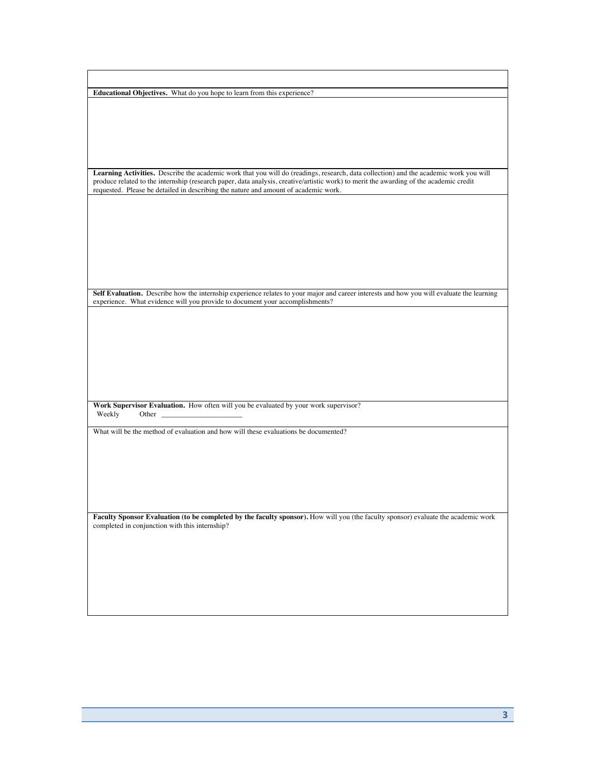**Educational Objectives.** What do you hope to learn from this experience?

**Learning Activities.** Describe the academic work that you will do (readings, research, data collection) and the academic work you will produce related to the internship (research paper, data analysis, creative/artistic work) to merit the awarding of the academic credit requested. Please be detailed in describing the nature and amount of academic work.

**Self Evaluation.** Describe how the internship experience relates to your major and career interests and how you will evaluate the learning experience. What evidence will you provide to document your accomplishments?

**Work Supervisor Evaluation.** How often will you be evaluated by your work supervisor?

Weekly Other ______________________

What will be the method of evaluation and how will these evaluations be documented?

**Faculty Sponsor Evaluation (to be completed by the faculty sponsor).** How will you (the faculty sponsor) evaluate the academic work completed in conjunction with this internship?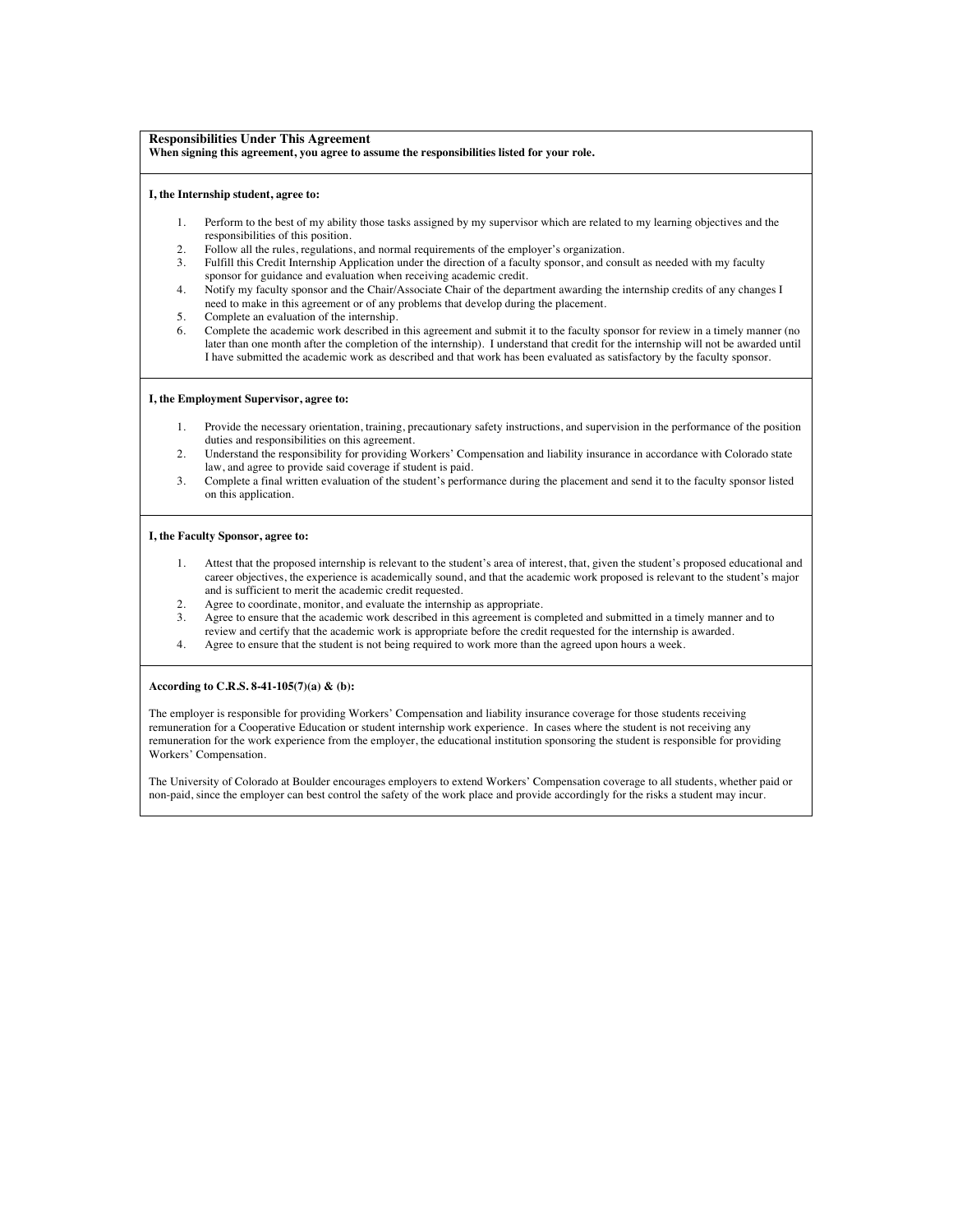## Responsibilities Under This Agreement

**When signing this agreement, you agree to assume the responsibilities listed for your role.**

**I, the Internship student, agree to:**

1. Perform to the best of my ability those tasks assigned by my supervisor which are related to my learning objectives and the responsibilities of this position.
2. Follow all the rules, regulations, and normal requirements of the employer's organization.
3. Fulfill this Credit Internship Application under the direction of a faculty sponsor, and consult as needed with my faculty sponsor for guidance and evaluation when receiving academic credit.
4. Notify my faculty sponsor and the Chair/Associate Chair of the department awarding the internship credits of any changes I need to make in this agreement or of any problems that develop during the placement.
5. Complete an evaluation of the internship.
6. Complete the academic work described in this agreement and submit it to the faculty sponsor for review in a timely manner (no later than one month after the completion of the internship). I understand that credit for the internship will not be awarded until I have submitted the academic work as described and that work has been evaluated as satisfactory by the faculty sponsor.

**I, the Employment Supervisor, agree to:**

1. Provide the necessary orientation, training, precautionary safety instructions, and supervision in the performance of the position duties and responsibilities on this agreement.
2. Understand the responsibility for providing Workers' Compensation and liability insurance in accordance with Colorado state law, and agree to provide said coverage if student is paid.
3. Complete a final written evaluation of the student's performance during the placement and send it to the faculty sponsor listed on this application.

**I, the Faculty Sponsor, agree to:**

1. Attest that the proposed internship is relevant to the student's area of interest, that, given the student's proposed educational and career objectives, the experience is academically sound, and that the academic work proposed is relevant to the student's major and is sufficient to merit the academic credit requested.
2. Agree to coordinate, monitor, and evaluate the internship as appropriate.
3. Agree to ensure that the academic work described in this agreement is completed and submitted in a timely manner and to review and certify that the academic work is appropriate before the credit requested for the internship is awarded.
4. Agree to ensure that the student is not being required to work more than the agreed upon hours a week.

**According to C.R.S. 8-41-105(7)(a) & (b):**

The employer is responsible for providing Workers' Compensation and liability insurance coverage for those students receiving remuneration for a Cooperative Education or student internship work experience. In cases where the student is not receiving any remuneration for the work experience from the employer, the educational institution sponsoring the student is responsible for providing Workers' Compensation.

The University of Colorado at Boulder encourages employers to extend Workers' Compensation coverage to all students, whether paid or non-paid, since the employer can best control the safety of the work place and provide accordingly for the risks a student may incur.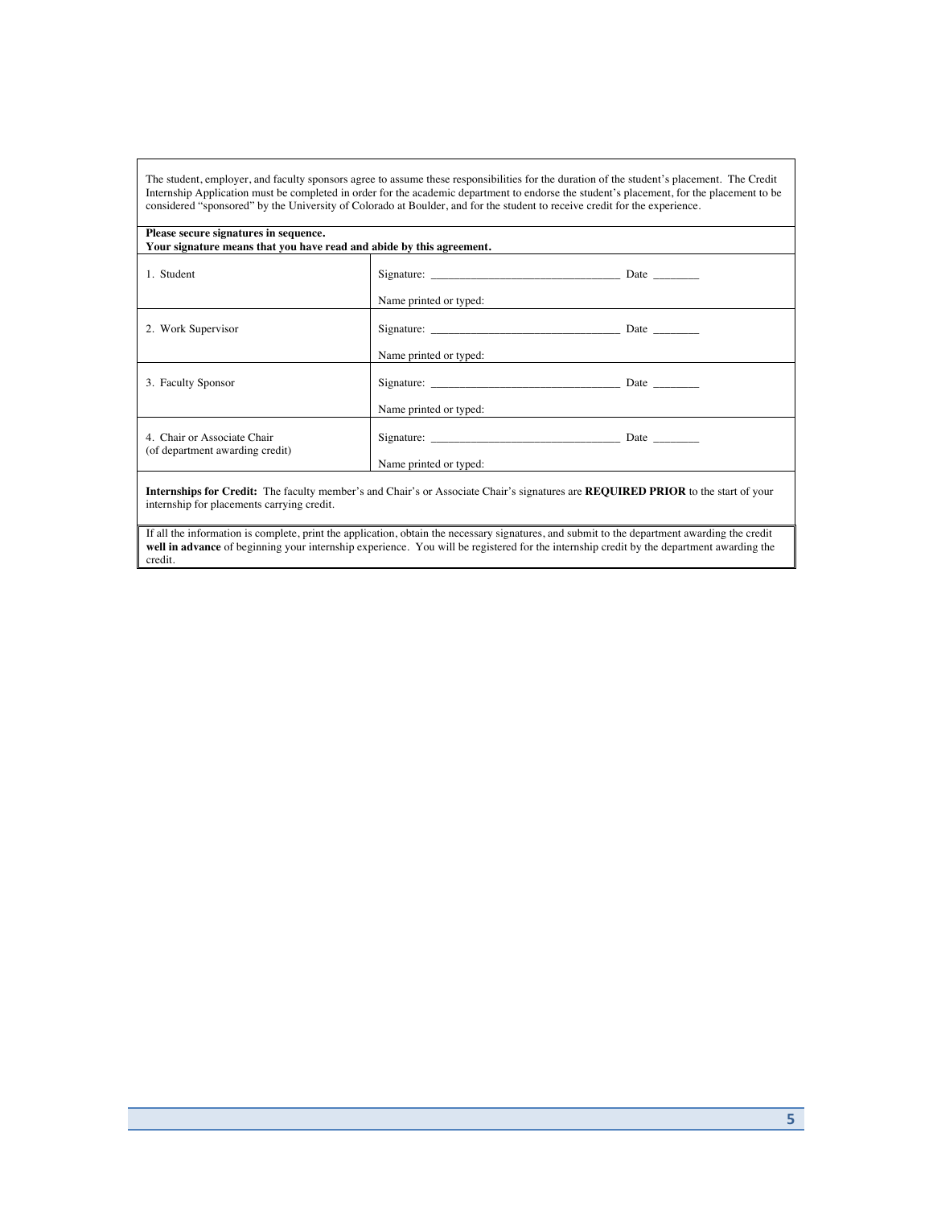The student, employer, and faculty sponsors agree to assume these responsibilities for the duration of the student's placement. The Credit Internship Application must be completed in order for the academic department to endorse the student's placement, for the placement to be considered "sponsored" by the University of Colorado at Boulder, and for the student to receive credit for the experience.

**Please secure signatures in sequence.**
**Your signature means that you have read and abide by this agreement.**

| | |
|---|---|
| 1. Student | Signature: ________________________________ Date ________<br><br>Name printed or typed: |
| 2. Work Supervisor | Signature: ________________________________ Date ________<br><br>Name printed or typed: |
| 3. Faculty Sponsor | Signature: ________________________________ Date ________<br><br>Name printed or typed: |
| 4. Chair or Associate Chair (of department awarding credit) | Signature: ________________________________ Date ________<br><br>Name printed or typed: |

**Internships for Credit:** The faculty member's and Chair's or Associate Chair's signatures are **REQUIRED PRIOR** to the start of your internship for placements carrying credit.

If all the information is complete, print the application, obtain the necessary signatures, and submit to the department awarding the credit **well in advance** of beginning your internship experience. You will be registered for the internship credit by the department awarding the credit.